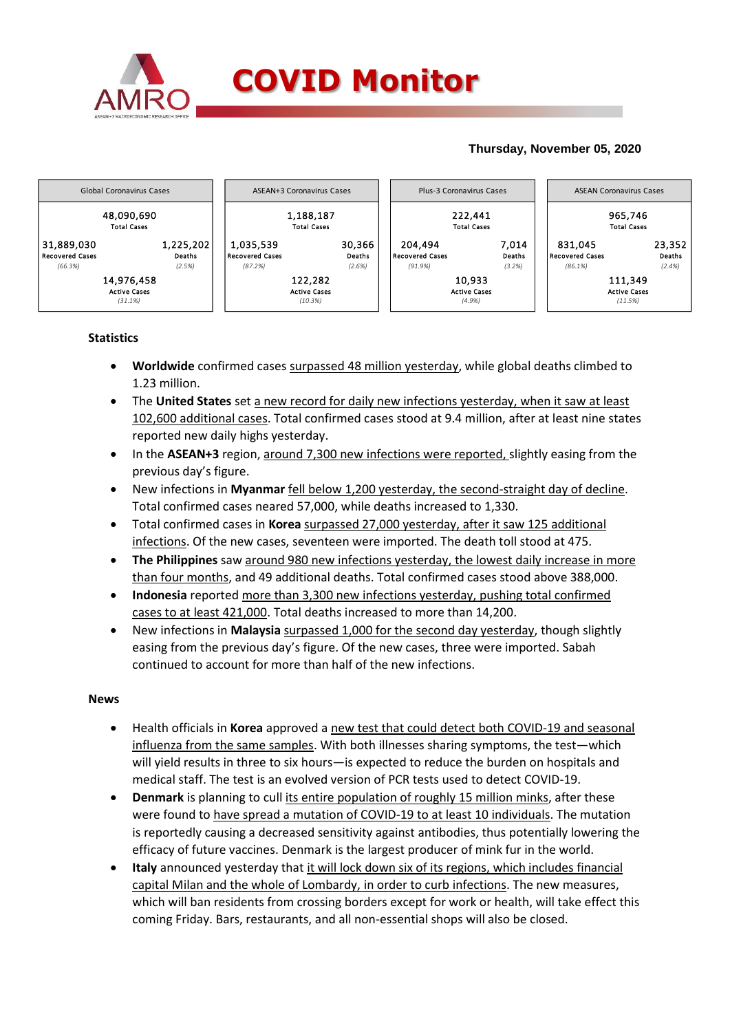# COVID Monitor

**Thursday, November 05, 2020**

| Global Coronavirus Cases | | ASEAN+3 Coronavirus Cases | | Plus-3 Coronavirus Cases | | ASEAN Coronavirus Cases | |
|---|---|---|---|---|---|---|---|
| 48,090,690 Total Cases | | 1,188,187 Total Cases | | 222,441 Total Cases | | 965,746 Total Cases | |
| 31,889,030 Recovered Cases (66.3%) | 1,225,202 Deaths (2.5%) | 1,035,539 Recovered Cases (87.2%) | 30,366 Deaths (2.6%) | 204,494 Recovered Cases (91.9%) | 7,014 Deaths (3.2%) | 831,045 Recovered Cases (86.1%) | 23,352 Deaths (2.4%) |
| 14,976,458 Active Cases (31.1%) | | 122,282 Active Cases (10.3%) | | 10,933 Active Cases (4.9%) | | 111,349 Active Cases (11.5%) | |

## Statistics

- **Worldwide** confirmed cases surpassed 48 million yesterday, while global deaths climbed to 1.23 million.
- The **United States** set a new record for daily new infections yesterday, when it saw at least 102,600 additional cases. Total confirmed cases stood at 9.4 million, after at least nine states reported new daily highs yesterday.
- In the **ASEAN+3** region, around 7,300 new infections were reported, slightly easing from the previous day's figure.
- New infections in **Myanmar** fell below 1,200 yesterday, the second-straight day of decline. Total confirmed cases neared 57,000, while deaths increased to 1,330.
- Total confirmed cases in **Korea** surpassed 27,000 yesterday, after it saw 125 additional infections. Of the new cases, seventeen were imported. The death toll stood at 475.
- **The Philippines** saw around 980 new infections yesterday, the lowest daily increase in more than four months, and 49 additional deaths. Total confirmed cases stood above 388,000.
- **Indonesia** reported more than 3,300 new infections yesterday, pushing total confirmed cases to at least 421,000. Total deaths increased to more than 14,200.
- New infections in **Malaysia** surpassed 1,000 for the second day yesterday, though slightly easing from the previous day's figure. Of the new cases, three were imported. Sabah continued to account for more than half of the new infections.

## News

- Health officials in **Korea** approved a new test that could detect both COVID-19 and seasonal influenza from the same samples. With both illnesses sharing symptoms, the test—which will yield results in three to six hours—is expected to reduce the burden on hospitals and medical staff. The test is an evolved version of PCR tests used to detect COVID-19.
- **Denmark** is planning to cull its entire population of roughly 15 million minks, after these were found to have spread a mutation of COVID-19 to at least 10 individuals. The mutation is reportedly causing a decreased sensitivity against antibodies, thus potentially lowering the efficacy of future vaccines. Denmark is the largest producer of mink fur in the world.
- **Italy** announced yesterday that it will lock down six of its regions, which includes financial capital Milan and the whole of Lombardy, in order to curb infections. The new measures, which will ban residents from crossing borders except for work or health, will take effect this coming Friday. Bars, restaurants, and all non-essential shops will also be closed.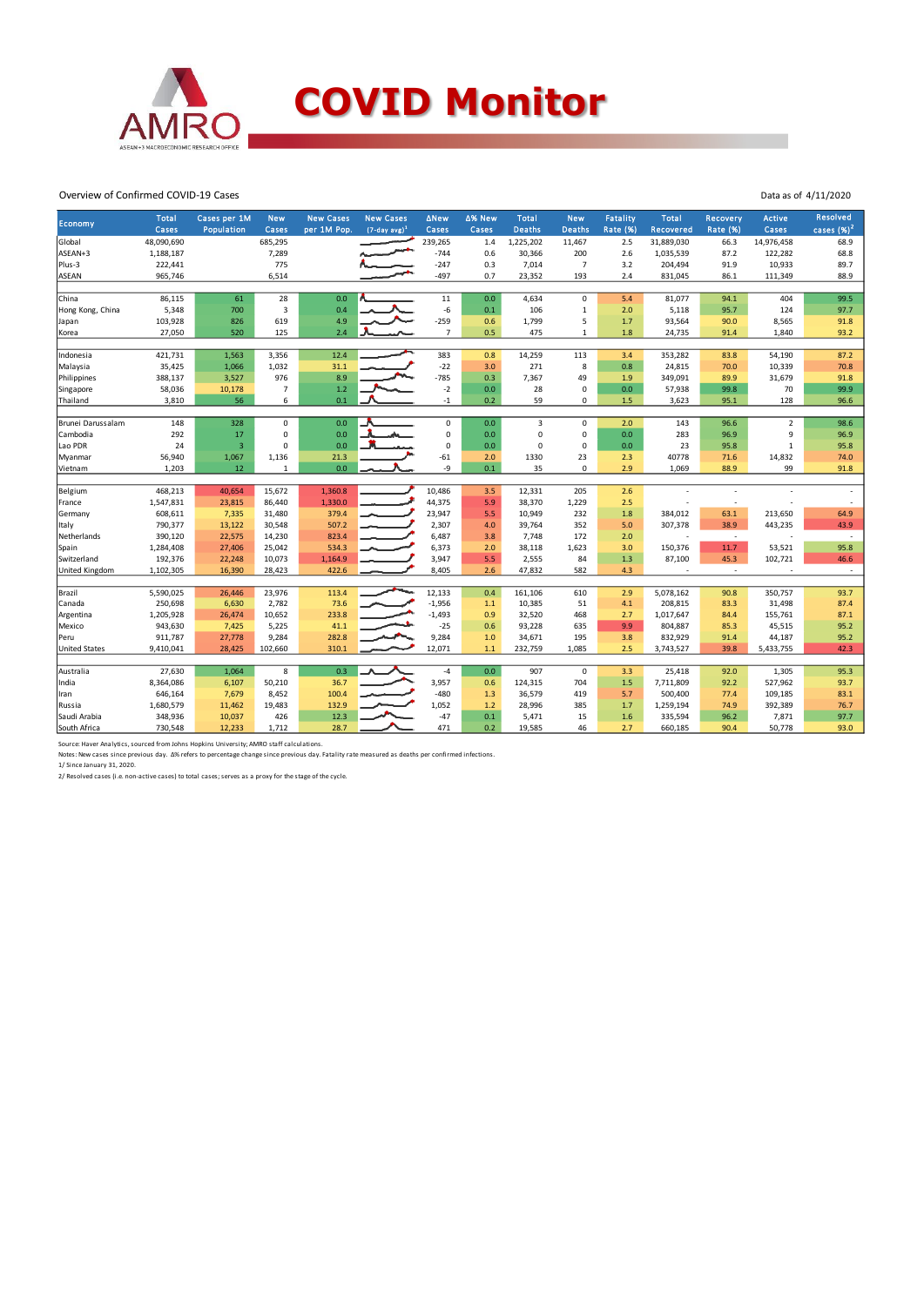# COVID Monitor

Overview of Confirmed COVID-19 Cases

Data as of 4/11/2020

| Economy | Total Cases | Cases per 1M Population | New Cases | New Cases per 1M Pop. | New Cases (7-day avg)[1] | ΔNew Cases | Δ% New Cases | Total Deaths | New Deaths | Fatality Rate (%) | Total Recovered | Recovery Rate (%) | Active Cases | Resolved cases (%)[2] |
|---|---|---|---|---|---|---|---|---|---|---|---|---|---|---|
| Global | 48,090,690 | | 685,295 | | | 239,265 | 1.4 | 1,225,202 | 11,467 | 2.5 | 31,889,030 | 66.3 | 14,976,458 | 68.9 |
| ASEAN+3 | 1,188,187 | | 7,289 | | | -744 | 0.6 | 30,366 | 200 | 2.6 | 1,035,539 | 87.2 | 122,282 | 68.8 |
| Plus-3 | 222,441 | | 775 | | | -247 | 0.3 | 7,014 | 7 | 3.2 | 204,494 | 91.9 | 10,933 | 89.7 |
| ASEAN | 965,746 | | 6,514 | | | -497 | 0.7 | 23,352 | 193 | 2.4 | 831,045 | 86.1 | 111,349 | 88.9 |
| | | | | | | | | | | | | | | |
| China | 86,115 | 61 | 28 | 0.0 | | 11 | 0.0 | 4,634 | 0 | 5.4 | 81,077 | 94.1 | 404 | 99.5 |
| Hong Kong, China | 5,348 | 700 | 3 | 0.4 | | -6 | 0.1 | 106 | 1 | 2.0 | 5,118 | 95.7 | 124 | 97.7 |
| Japan | 103,928 | 826 | 619 | 4.9 | | -259 | 0.6 | 1,799 | 5 | 1.7 | 93,564 | 90.0 | 8,565 | 91.8 |
| Korea | 27,050 | 520 | 125 | 2.4 | | 7 | 0.5 | 475 | 1 | 1.8 | 24,735 | 91.4 | 1,840 | 93.2 |
| | | | | | | | | | | | | | | |
| Indonesia | 421,731 | 1,563 | 3,356 | 12.4 | | 383 | 0.8 | 14,259 | 113 | 3.4 | 353,282 | 83.8 | 54,190 | 87.2 |
| Malaysia | 35,425 | 1,066 | 1,032 | 31.1 | | -22 | 3.0 | 271 | 8 | 0.8 | 24,815 | 70.0 | 10,339 | 70.8 |
| Philippines | 388,137 | 3,527 | 976 | 8.9 | | -785 | 0.3 | 7,367 | 49 | 1.9 | 349,091 | 89.9 | 31,679 | 91.8 |
| Singapore | 58,036 | 10,178 | 7 | 1.2 | | -2 | 0.0 | 28 | 0 | 0.0 | 57,938 | 99.8 | 70 | 99.9 |
| Thailand | 3,810 | 56 | 6 | 0.1 | | -1 | 0.2 | 59 | 0 | 1.5 | 3,623 | 95.1 | 128 | 96.6 |
| | | | | | | | | | | | | | | |
| Brunei Darussalam | 148 | 328 | 0 | 0.0 | | 0 | 0.0 | 3 | 0 | 2.0 | 143 | 96.6 | 2 | 98.6 |
| Cambodia | 292 | 17 | 0 | 0.0 | | 0 | 0.0 | 0 | 0 | 0.0 | 283 | 96.9 | 9 | 96.9 |
| Lao PDR | 24 | 3 | 0 | 0.0 | | 0 | 0.0 | 0 | 0 | 0.0 | 23 | 95.8 | 1 | 95.8 |
| Myanmar | 56,940 | 1,067 | 1,136 | 21.3 | | -61 | 2.0 | 1330 | 23 | 2.3 | 40778 | 71.6 | 14,832 | 74.0 |
| Vietnam | 1,203 | 12 | 1 | 0.0 | | -9 | 0.1 | 35 | 0 | 2.9 | 1,069 | 88.9 | 99 | 91.8 |
| | | | | | | | | | | | | | | |
| Belgium | 468,213 | 40,654 | 15,672 | 1,360.8 | | 10,486 | 3.5 | 12,331 | 205 | 2.6 | - | - | - | - |
| France | 1,547,831 | 23,815 | 86,440 | 1,330.0 | | 44,375 | 5.9 | 38,370 | 1,229 | 2.5 | - | - | - | - |
| Germany | 608,611 | 7,335 | 31,480 | 379.4 | | 23,947 | 5.5 | 10,949 | 232 | 1.8 | 384,012 | 63.1 | 213,650 | 64.9 |
| Italy | 790,377 | 13,122 | 30,548 | 507.2 | | 2,307 | 4.0 | 39,764 | 352 | 5.0 | 307,378 | 38.9 | 443,235 | 43.9 |
| Netherlands | 390,120 | 22,575 | 14,230 | 823.4 | | 6,487 | 3.8 | 7,748 | 172 | 2.0 | - | - | - | - |
| Spain | 1,284,408 | 27,406 | 25,042 | 534.3 | | 6,373 | 2.0 | 38,118 | 1,623 | 3.0 | 150,376 | 11.7 | 53,521 | 95.8 |
| Switzerland | 192,376 | 22,248 | 10,073 | 1,164.9 | | 3,947 | 5.5 | 2,555 | 84 | 1.3 | 87,100 | 45.3 | 102,721 | 46.6 |
| United Kingdom | 1,102,305 | 16,390 | 28,423 | 422.6 | | 8,405 | 2.6 | 47,832 | 582 | 4.3 | - | - | - | - |
| | | | | | | | | | | | | | | |
| Brazil | 5,590,025 | 26,446 | 23,976 | 113.4 | | 12,133 | 0.4 | 161,106 | 610 | 2.9 | 5,078,162 | 90.8 | 350,757 | 93.7 |
| Canada | 250,698 | 6,630 | 2,782 | 73.6 | | -1,956 | 1.1 | 10,385 | 51 | 4.1 | 208,815 | 83.3 | 31,498 | 87.4 |
| Argentina | 1,205,928 | 26,474 | 10,652 | 233.8 | | -1,493 | 0.9 | 32,520 | 468 | 2.7 | 1,017,647 | 84.4 | 155,761 | 87.1 |
| Mexico | 943,630 | 7,425 | 5,225 | 41.1 | | -25 | 0.6 | 93,228 | 635 | 9.9 | 804,887 | 85.3 | 45,515 | 95.2 |
| Peru | 911,787 | 27,778 | 9,284 | 282.8 | | 9,284 | 1.0 | 34,671 | 195 | 3.8 | 832,929 | 91.4 | 44,187 | 95.2 |
| United States | 9,410,041 | 28,425 | 102,660 | 310.1 | | 12,071 | 1.1 | 232,759 | 1,085 | 2.5 | 3,743,527 | 39.8 | 5,433,755 | 42.3 |
| | | | | | | | | | | | | | | |
| Australia | 27,630 | 1,064 | 8 | 0.3 | | -4 | 0.0 | 907 | 0 | 3.3 | 25,418 | 92.0 | 1,305 | 95.3 |
| India | 8,364,086 | 6,107 | 50,210 | 36.7 | | 3,957 | 0.6 | 124,315 | 704 | 1.5 | 7,711,809 | 92.2 | 527,962 | 93.7 |
| Iran | 646,164 | 7,679 | 8,452 | 100.4 | | -480 | 1.3 | 36,579 | 419 | 5.7 | 500,400 | 77.4 | 109,185 | 83.1 |
| Russia | 1,680,579 | 11,462 | 19,483 | 132.9 | | 1,052 | 1.2 | 28,996 | 385 | 1.7 | 1,259,194 | 74.9 | 392,389 | 76.7 |
| Saudi Arabia | 348,936 | 10,037 | 426 | 12.3 | | -47 | 0.1 | 5,471 | 15 | 1.6 | 335,594 | 96.2 | 7,871 | 97.7 |
| South Africa | 730,548 | 12,233 | 1,712 | 28.7 | | 471 | 0.2 | 19,585 | 46 | 2.7 | 660,185 | 90.4 | 50,778 | 93.0 |

Source: Haver Analytics, sourced from Johns Hopkins University; AMRO staff calculations.

Notes: New cases since previous day. Δ% refers to percentage change since previous day. Fatality rate measured as deaths per confirmed infections.

1/ Since January 31, 2020.

2/ Resolved cases (i.e. non-active cases) to total cases; serves as a proxy for the stage of the cycle.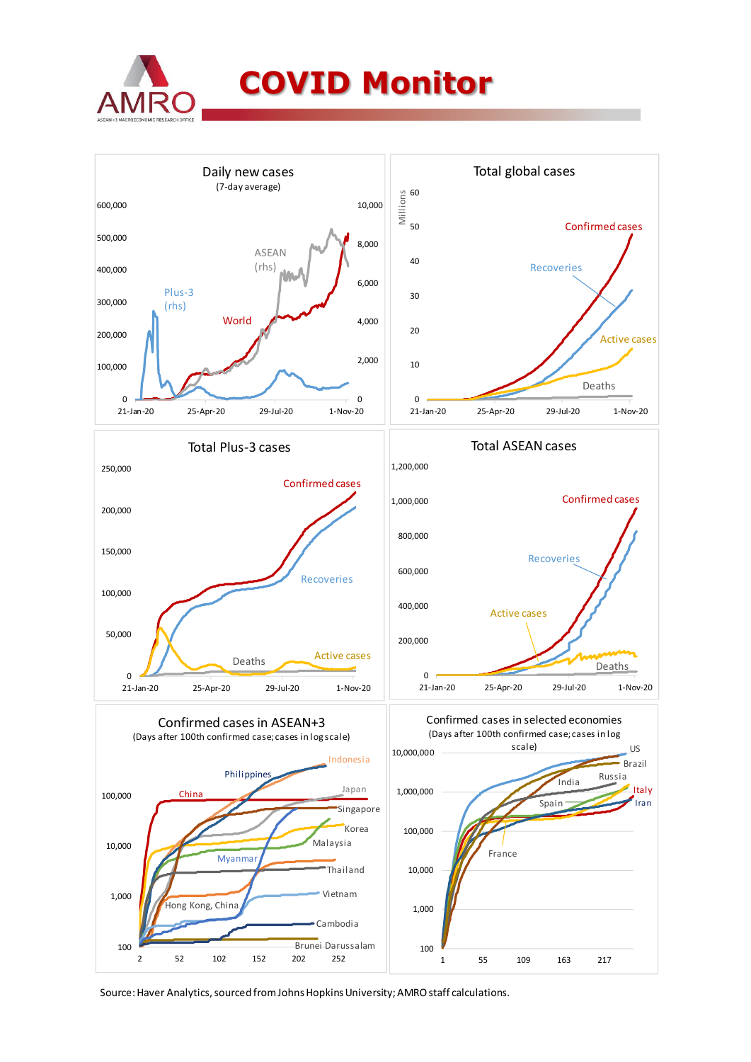# COVID Monitor

AMRO
ASEAN+3 MACROECONOMIC RESEARCH OFFICE

Daily new cases
(7-day average)

600,000
500,000
400,000
300,000
200,000
100,000
0
10,000
8,000
6,000
4,000
2,000
0
ASEAN (rhs)
Plus-3 (rhs)
World
21-Jan-20
25-Apr-20
29-Jul-20
1-Nov-20

Total global cases

Millions
60
50
40
30
20
10
0
Confirmed cases
Recoveries
Active cases
Deaths
21-Jan-20
25-Apr-20
29-Jul-20
1-Nov-20

Total Plus-3 cases

250,000
200,000
150,000
100,000
50,000
0
Confirmed cases
Recoveries
Deaths
Active cases
21-Jan-20
25-Apr-20
29-Jul-20
1-Nov-20

Total ASEAN cases

1,200,000
1,000,000
800,000
600,000
400,000
200,000
0
Confirmed cases
Recoveries
Active cases
Deaths
21-Jan-20
25-Apr-20
29-Jul-20
1-Nov-20

Confirmed cases in ASEAN+3
(Days after 100th confirmed case; cases in log scale)

100,000
10,000
1,000
100
Indonesia
Philippines
China
Japan
Singapore
Korea
Malaysia
Myanmar
Thailand
Hong Kong, China
Vietnam
Cambodia
Brunei Darussalam
2
52
102
152
202
252

Confirmed cases in selected economies
(Days after 100th confirmed case; cases in log scale)

10,000,000
1,000,000
100,000
10,000
1,000
100
US
Brazil
Russia
India
Italy
Iran
Spain
France
1
55
109
163
217

Source: Haver Analytics, sourced from Johns Hopkins University; AMRO staff calculations.